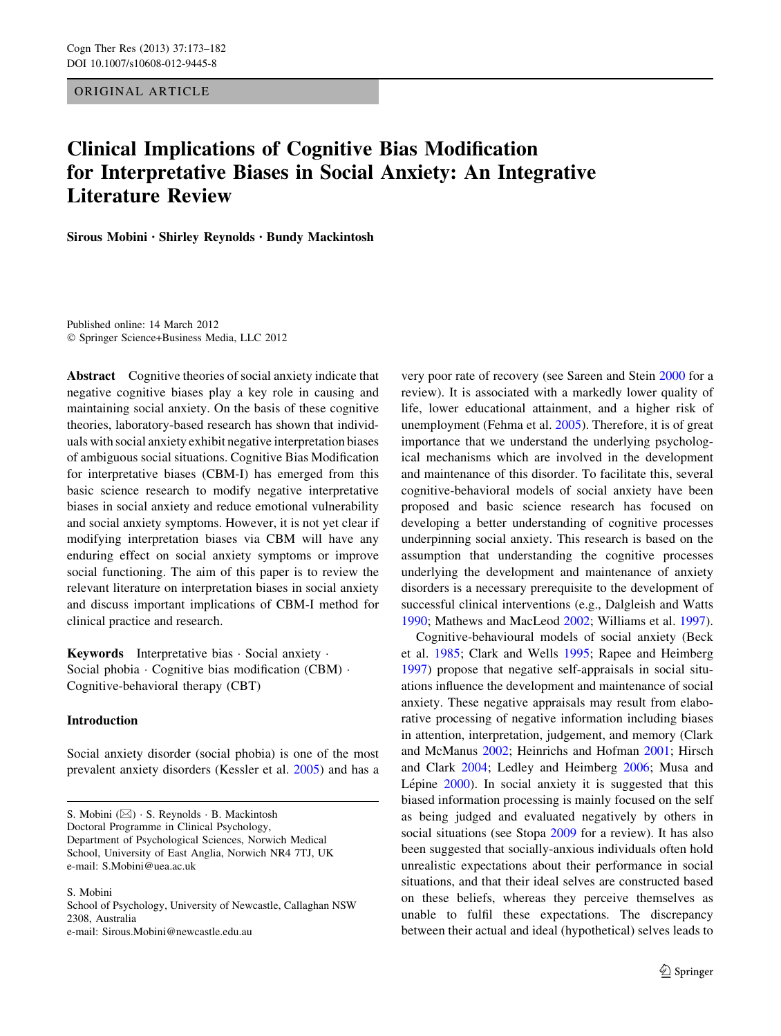ORIGINAL ARTICLE

# Clinical Implications of Cognitive Bias Modification for Interpretative Biases in Social Anxiety: An Integrative Literature Review

**Sirous Mobini · Shirley Reynolds · Bundy Mackintosh**

Published online: 14 March 2012
© Springer Science+Business Media, LLC 2012

**Abstract** Cognitive theories of social anxiety indicate that negative cognitive biases play a key role in causing and maintaining social anxiety. On the basis of these cognitive theories, laboratory-based research has shown that individuals with social anxiety exhibit negative interpretation biases of ambiguous social situations. Cognitive Bias Modification for interpretative biases (CBM-I) has emerged from this basic science research to modify negative interpretative biases in social anxiety and reduce emotional vulnerability and social anxiety symptoms. However, it is not yet clear if modifying interpretation biases via CBM will have any enduring effect on social anxiety symptoms or improve social functioning. The aim of this paper is to review the relevant literature on interpretation biases in social anxiety and discuss important implications of CBM-I method for clinical practice and research.

**Keywords** Interpretative bias · Social anxiety · Social phobia · Cognitive bias modification (CBM) · Cognitive-behavioral therapy (CBT)

## Introduction

Social anxiety disorder (social phobia) is one of the most prevalent anxiety disorders (Kessler et al. 2005) and has a very poor rate of recovery (see Sareen and Stein 2000 for a review). It is associated with a markedly lower quality of life, lower educational attainment, and a higher risk of unemployment (Fehma et al. 2005). Therefore, it is of great importance that we understand the underlying psychological mechanisms which are involved in the development and maintenance of this disorder. To facilitate this, several cognitive-behavioral models of social anxiety have been proposed and basic science research has focused on developing a better understanding of cognitive processes underpinning social anxiety. This research is based on the assumption that understanding the cognitive processes underlying the development and maintenance of anxiety disorders is a necessary prerequisite to the development of successful clinical interventions (e.g., Dalgleish and Watts 1990; Mathews and MacLeod 2002; Williams et al. 1997).

Cognitive-behavioural models of social anxiety (Beck et al. 1985; Clark and Wells 1995; Rapee and Heimberg 1997) propose that negative self-appraisals in social situations influence the development and maintenance of social anxiety. These negative appraisals may result from elaborative processing of negative information including biases in attention, interpretation, judgement, and memory (Clark and McManus 2002; Heinrichs and Hofman 2001; Hirsch and Clark 2004; Ledley and Heimberg 2006; Musa and Lépine 2000). In social anxiety it is suggested that this biased information processing is mainly focused on the self as being judged and evaluated negatively by others in social situations (see Stopa 2009 for a review). It has also been suggested that socially-anxious individuals often hold unrealistic expectations about their performance in social situations, and that their ideal selves are constructed based on these beliefs, whereas they perceive themselves as unable to fulfil these expectations. The discrepancy between their actual and ideal (hypothetical) selves leads to

---

S. Mobini (✉) · S. Reynolds · B. Mackintosh
Doctoral Programme in Clinical Psychology,
Department of Psychological Sciences, Norwich Medical School, University of East Anglia, Norwich NR4 7TJ, UK
e-mail: S.Mobini@uea.ac.uk

S. Mobini
School of Psychology, University of Newcastle, Callaghan NSW 2308, Australia
e-mail: Sirous.Mobini@newcastle.edu.au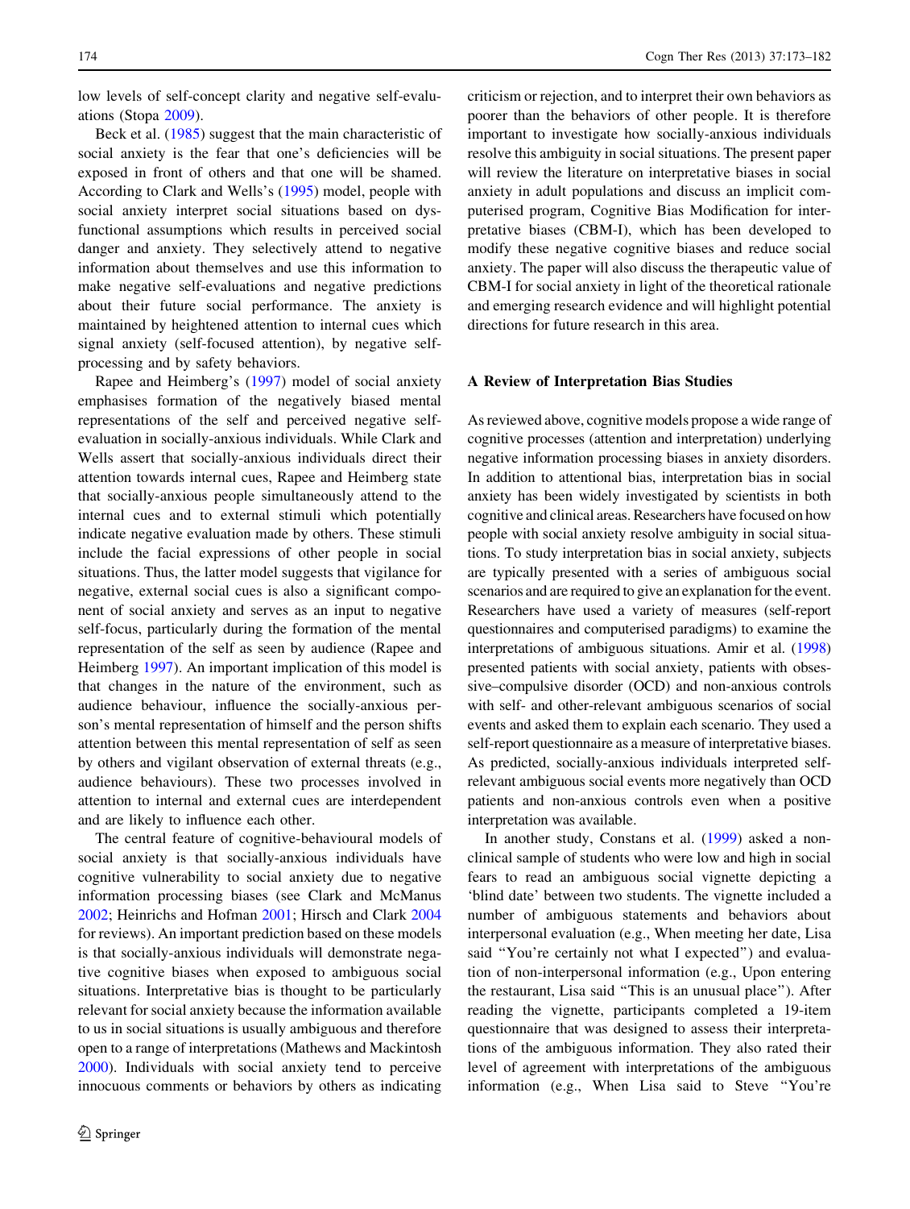low levels of self-concept clarity and negative self-evaluations (Stopa 2009).

Beck et al. (1985) suggest that the main characteristic of social anxiety is the fear that one's deficiencies will be exposed in front of others and that one will be shamed. According to Clark and Wells's (1995) model, people with social anxiety interpret social situations based on dysfunctional assumptions which results in perceived social danger and anxiety. They selectively attend to negative information about themselves and use this information to make negative self-evaluations and negative predictions about their future social performance. The anxiety is maintained by heightened attention to internal cues which signal anxiety (self-focused attention), by negative self-processing and by safety behaviors.

Rapee and Heimberg's (1997) model of social anxiety emphasises formation of the negatively biased mental representations of the self and perceived negative self-evaluation in socially-anxious individuals. While Clark and Wells assert that socially-anxious individuals direct their attention towards internal cues, Rapee and Heimberg state that socially-anxious people simultaneously attend to the internal cues and to external stimuli which potentially indicate negative evaluation made by others. These stimuli include the facial expressions of other people in social situations. Thus, the latter model suggests that vigilance for negative, external social cues is also a significant component of social anxiety and serves as an input to negative self-focus, particularly during the formation of the mental representation of the self as seen by audience (Rapee and Heimberg 1997). An important implication of this model is that changes in the nature of the environment, such as audience behaviour, influence the socially-anxious person's mental representation of himself and the person shifts attention between this mental representation of self as seen by others and vigilant observation of external threats (e.g., audience behaviours). These two processes involved in attention to internal and external cues are interdependent and are likely to influence each other.

The central feature of cognitive-behavioural models of social anxiety is that socially-anxious individuals have cognitive vulnerability to social anxiety due to negative information processing biases (see Clark and McManus 2002; Heinrichs and Hofman 2001; Hirsch and Clark 2004 for reviews). An important prediction based on these models is that socially-anxious individuals will demonstrate negative cognitive biases when exposed to ambiguous social situations. Interpretative bias is thought to be particularly relevant for social anxiety because the information available to us in social situations is usually ambiguous and therefore open to a range of interpretations (Mathews and Mackintosh 2000). Individuals with social anxiety tend to perceive innocuous comments or behaviors by others as indicating criticism or rejection, and to interpret their own behaviors as poorer than the behaviors of other people. It is therefore important to investigate how socially-anxious individuals resolve this ambiguity in social situations. The present paper will review the literature on interpretative biases in social anxiety in adult populations and discuss an implicit computerised program, Cognitive Bias Modification for interpretative biases (CBM-I), which has been developed to modify these negative cognitive biases and reduce social anxiety. The paper will also discuss the therapeutic value of CBM-I for social anxiety in light of the theoretical rationale and emerging research evidence and will highlight potential directions for future research in this area.

## A Review of Interpretation Bias Studies

As reviewed above, cognitive models propose a wide range of cognitive processes (attention and interpretation) underlying negative information processing biases in anxiety disorders. In addition to attentional bias, interpretation bias in social anxiety has been widely investigated by scientists in both cognitive and clinical areas. Researchers have focused on how people with social anxiety resolve ambiguity in social situations. To study interpretation bias in social anxiety, subjects are typically presented with a series of ambiguous social scenarios and are required to give an explanation for the event. Researchers have used a variety of measures (self-report questionnaires and computerised paradigms) to examine the interpretations of ambiguous situations. Amir et al. (1998) presented patients with social anxiety, patients with obsessive–compulsive disorder (OCD) and non-anxious controls with self- and other-relevant ambiguous scenarios of social events and asked them to explain each scenario. They used a self-report questionnaire as a measure of interpretative biases. As predicted, socially-anxious individuals interpreted self-relevant ambiguous social events more negatively than OCD patients and non-anxious controls even when a positive interpretation was available.

In another study, Constans et al. (1999) asked a non-clinical sample of students who were low and high in social fears to read an ambiguous social vignette depicting a 'blind date' between two students. The vignette included a number of ambiguous statements and behaviors about interpersonal evaluation (e.g., When meeting her date, Lisa said "You're certainly not what I expected") and evaluation of non-interpersonal information (e.g., Upon entering the restaurant, Lisa said "This is an unusual place"). After reading the vignette, participants completed a 19-item questionnaire that was designed to assess their interpretations of the ambiguous information. They also rated their level of agreement with interpretations of the ambiguous information (e.g., When Lisa said to Steve "You're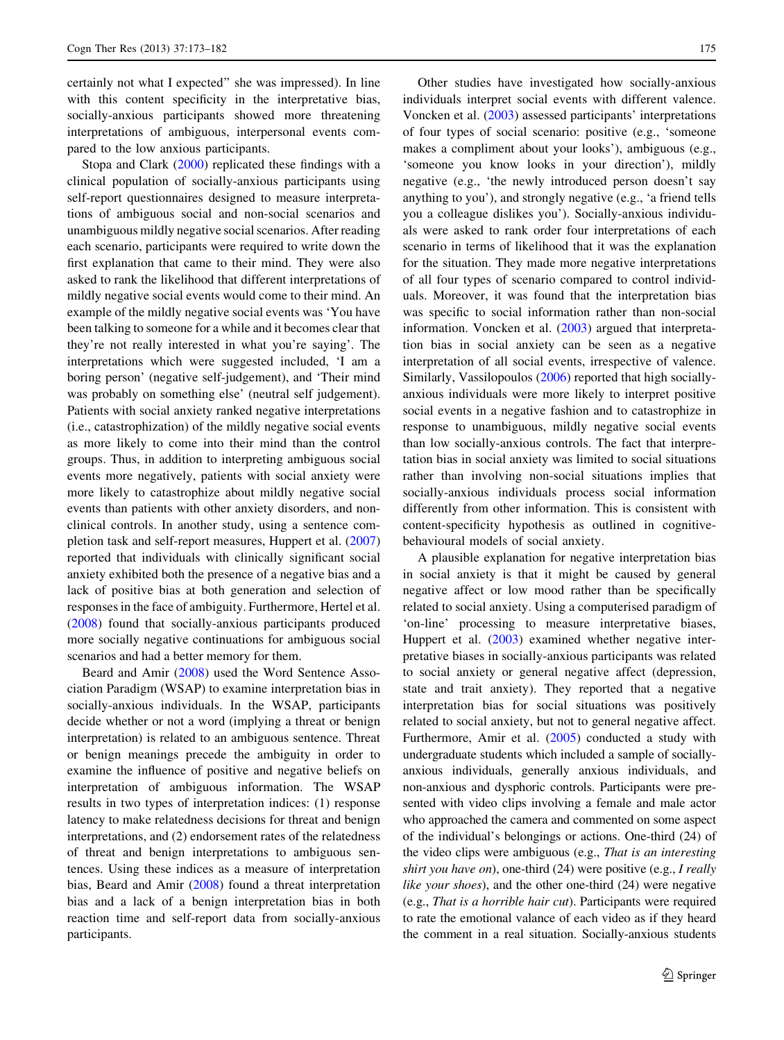certainly not what I expected" she was impressed). In line with this content specificity in the interpretative bias, socially-anxious participants showed more threatening interpretations of ambiguous, interpersonal events compared to the low anxious participants.

Stopa and Clark (2000) replicated these findings with a clinical population of socially-anxious participants using self-report questionnaires designed to measure interpretations of ambiguous social and non-social scenarios and unambiguous mildly negative social scenarios. After reading each scenario, participants were required to write down the first explanation that came to their mind. They were also asked to rank the likelihood that different interpretations of mildly negative social events would come to their mind. An example of the mildly negative social events was 'You have been talking to someone for a while and it becomes clear that they're not really interested in what you're saying'. The interpretations which were suggested included, 'I am a boring person' (negative self-judgement), and 'Their mind was probably on something else' (neutral self judgement). Patients with social anxiety ranked negative interpretations (i.e., catastrophization) of the mildly negative social events as more likely to come into their mind than the control groups. Thus, in addition to interpreting ambiguous social events more negatively, patients with social anxiety were more likely to catastrophize about mildly negative social events than patients with other anxiety disorders, and non-clinical controls. In another study, using a sentence completion task and self-report measures, Huppert et al. (2007) reported that individuals with clinically significant social anxiety exhibited both the presence of a negative bias and a lack of positive bias at both generation and selection of responses in the face of ambiguity. Furthermore, Hertel et al. (2008) found that socially-anxious participants produced more socially negative continuations for ambiguous social scenarios and had a better memory for them.

Beard and Amir (2008) used the Word Sentence Association Paradigm (WSAP) to examine interpretation bias in socially-anxious individuals. In the WSAP, participants decide whether or not a word (implying a threat or benign interpretation) is related to an ambiguous sentence. Threat or benign meanings precede the ambiguity in order to examine the influence of positive and negative beliefs on interpretation of ambiguous information. The WSAP results in two types of interpretation indices: (1) response latency to make relatedness decisions for threat and benign interpretations, and (2) endorsement rates of the relatedness of threat and benign interpretations to ambiguous sentences. Using these indices as a measure of interpretation bias, Beard and Amir (2008) found a threat interpretation bias and a lack of a benign interpretation bias in both reaction time and self-report data from socially-anxious participants.

Other studies have investigated how socially-anxious individuals interpret social events with different valence. Voncken et al. (2003) assessed participants' interpretations of four types of social scenario: positive (e.g., 'someone makes a compliment about your looks'), ambiguous (e.g., 'someone you know looks in your direction'), mildly negative (e.g., 'the newly introduced person doesn't say anything to you'), and strongly negative (e.g., 'a friend tells you a colleague dislikes you'). Socially-anxious individuals were asked to rank order four interpretations of each scenario in terms of likelihood that it was the explanation for the situation. They made more negative interpretations of all four types of scenario compared to control individuals. Moreover, it was found that the interpretation bias was specific to social information rather than non-social information. Voncken et al. (2003) argued that interpretation bias in social anxiety can be seen as a negative interpretation of all social events, irrespective of valence. Similarly, Vassilopoulos (2006) reported that high socially-anxious individuals were more likely to interpret positive social events in a negative fashion and to catastrophize in response to unambiguous, mildly negative social events than low socially-anxious controls. The fact that interpretation bias in social anxiety was limited to social situations rather than involving non-social situations implies that socially-anxious individuals process social information differently from other information. This is consistent with content-specificity hypothesis as outlined in cognitive-behavioural models of social anxiety.

A plausible explanation for negative interpretation bias in social anxiety is that it might be caused by general negative affect or low mood rather than be specifically related to social anxiety. Using a computerised paradigm of 'on-line' processing to measure interpretative biases, Huppert et al. (2003) examined whether negative interpretative biases in socially-anxious participants was related to social anxiety or general negative affect (depression, state and trait anxiety). They reported that a negative interpretation bias for social situations was positively related to social anxiety, but not to general negative affect. Furthermore, Amir et al. (2005) conducted a study with undergraduate students which included a sample of socially-anxious individuals, generally anxious individuals, and non-anxious and dysphoric controls. Participants were presented with video clips involving a female and male actor who approached the camera and commented on some aspect of the individual's belongings or actions. One-third (24) of the video clips were ambiguous (e.g., *That is an interesting shirt you have on*), one-third (24) were positive (e.g., *I really like your shoes*), and the other one-third (24) were negative (e.g., *That is a horrible hair cut*). Participants were required to rate the emotional valance of each video as if they heard the comment in a real situation. Socially-anxious students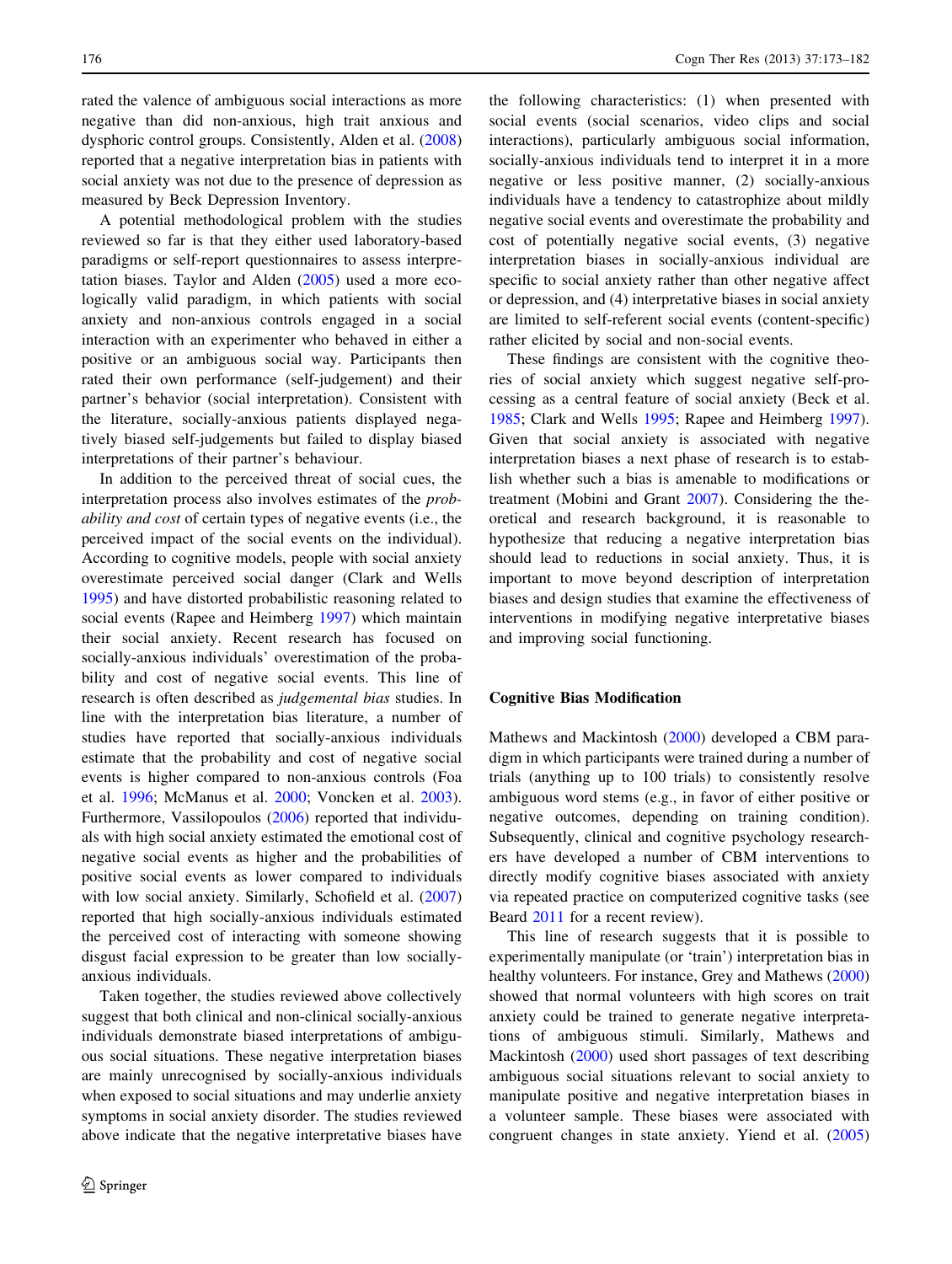rated the valence of ambiguous social interactions as more negative than did non-anxious, high trait anxious and dysphoric control groups. Consistently, Alden et al. (2008) reported that a negative interpretation bias in patients with social anxiety was not due to the presence of depression as measured by Beck Depression Inventory.

A potential methodological problem with the studies reviewed so far is that they either used laboratory-based paradigms or self-report questionnaires to assess interpretation biases. Taylor and Alden (2005) used a more ecologically valid paradigm, in which patients with social anxiety and non-anxious controls engaged in a social interaction with an experimenter who behaved in either a positive or an ambiguous social way. Participants then rated their own performance (self-judgement) and their partner's behavior (social interpretation). Consistent with the literature, socially-anxious patients displayed negatively biased self-judgements but failed to display biased interpretations of their partner's behaviour.

In addition to the perceived threat of social cues, the interpretation process also involves estimates of the *probability and cost* of certain types of negative events (i.e., the perceived impact of the social events on the individual). According to cognitive models, people with social anxiety overestimate perceived social danger (Clark and Wells 1995) and have distorted probabilistic reasoning related to social events (Rapee and Heimberg 1997) which maintain their social anxiety. Recent research has focused on socially-anxious individuals' overestimation of the probability and cost of negative social events. This line of research is often described as *judgemental bias* studies. In line with the interpretation bias literature, a number of studies have reported that socially-anxious individuals estimate that the probability and cost of negative social events is higher compared to non-anxious controls (Foa et al. 1996; McManus et al. 2000; Voncken et al. 2003). Furthermore, Vassilopoulos (2006) reported that individuals with high social anxiety estimated the emotional cost of negative social events as higher and the probabilities of positive social events as lower compared to individuals with low social anxiety. Similarly, Schofield et al. (2007) reported that high socially-anxious individuals estimated the perceived cost of interacting with someone showing disgust facial expression to be greater than low socially-anxious individuals.

Taken together, the studies reviewed above collectively suggest that both clinical and non-clinical socially-anxious individuals demonstrate biased interpretations of ambiguous social situations. These negative interpretation biases are mainly unrecognised by socially-anxious individuals when exposed to social situations and may underlie anxiety symptoms in social anxiety disorder. The studies reviewed above indicate that the negative interpretative biases have the following characteristics: (1) when presented with social events (social scenarios, video clips and social interactions), particularly ambiguous social information, socially-anxious individuals tend to interpret it in a more negative or less positive manner, (2) socially-anxious individuals have a tendency to catastrophize about mildly negative social events and overestimate the probability and cost of potentially negative social events, (3) negative interpretation biases in socially-anxious individual are specific to social anxiety rather than other negative affect or depression, and (4) interpretative biases in social anxiety are limited to self-referent social events (content-specific) rather elicited by social and non-social events.

These findings are consistent with the cognitive theories of social anxiety which suggest negative self-processing as a central feature of social anxiety (Beck et al. 1985; Clark and Wells 1995; Rapee and Heimberg 1997). Given that social anxiety is associated with negative interpretation biases a next phase of research is to establish whether such a bias is amenable to modifications or treatment (Mobini and Grant 2007). Considering the theoretical and research background, it is reasonable to hypothesize that reducing a negative interpretation bias should lead to reductions in social anxiety. Thus, it is important to move beyond description of interpretation biases and design studies that examine the effectiveness of interventions in modifying negative interpretative biases and improving social functioning.

## Cognitive Bias Modification

Mathews and Mackintosh (2000) developed a CBM paradigm in which participants were trained during a number of trials (anything up to 100 trials) to consistently resolve ambiguous word stems (e.g., in favor of either positive or negative outcomes, depending on training condition). Subsequently, clinical and cognitive psychology researchers have developed a number of CBM interventions to directly modify cognitive biases associated with anxiety via repeated practice on computerized cognitive tasks (see Beard 2011 for a recent review).

This line of research suggests that it is possible to experimentally manipulate (or 'train') interpretation bias in healthy volunteers. For instance, Grey and Mathews (2000) showed that normal volunteers with high scores on trait anxiety could be trained to generate negative interpretations of ambiguous stimuli. Similarly, Mathews and Mackintosh (2000) used short passages of text describing ambiguous social situations relevant to social anxiety to manipulate positive and negative interpretation biases in a volunteer sample. These biases were associated with congruent changes in state anxiety. Yiend et al. (2005)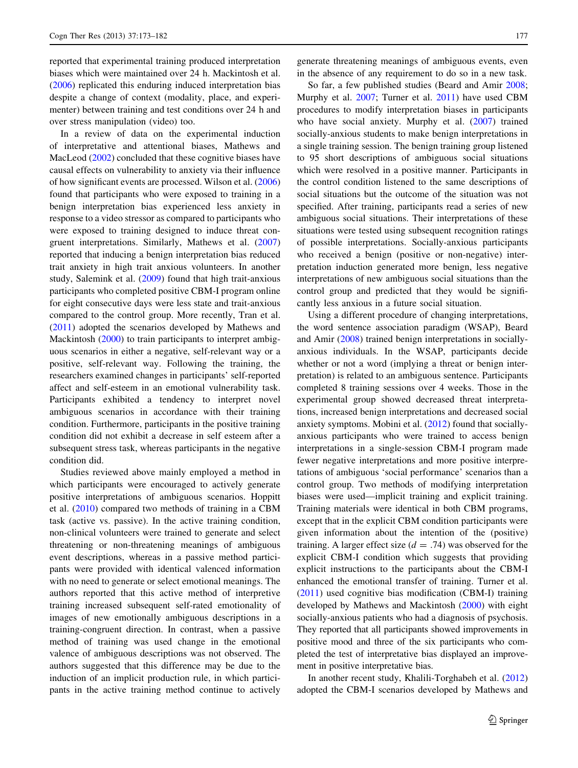reported that experimental training produced interpretation biases which were maintained over 24 h. Mackintosh et al. (2006) replicated this enduring induced interpretation bias despite a change of context (modality, place, and experimenter) between training and test conditions over 24 h and over stress manipulation (video) too.

In a review of data on the experimental induction of interpretative and attentional biases, Mathews and MacLeod (2002) concluded that these cognitive biases have causal effects on vulnerability to anxiety via their influence of how significant events are processed. Wilson et al. (2006) found that participants who were exposed to training in a benign interpretation bias experienced less anxiety in response to a video stressor as compared to participants who were exposed to training designed to induce threat congruent interpretations. Similarly, Mathews et al. (2007) reported that inducing a benign interpretation bias reduced trait anxiety in high trait anxious volunteers. In another study, Salemink et al. (2009) found that high trait-anxious participants who completed positive CBM-I program online for eight consecutive days were less state and trait-anxious compared to the control group. More recently, Tran et al. (2011) adopted the scenarios developed by Mathews and Mackintosh (2000) to train participants to interpret ambiguous scenarios in either a negative, self-relevant way or a positive, self-relevant way. Following the training, the researchers examined changes in participants' self-reported affect and self-esteem in an emotional vulnerability task. Participants exhibited a tendency to interpret novel ambiguous scenarios in accordance with their training condition. Furthermore, participants in the positive training condition did not exhibit a decrease in self esteem after a subsequent stress task, whereas participants in the negative condition did.

Studies reviewed above mainly employed a method in which participants were encouraged to actively generate positive interpretations of ambiguous scenarios. Hoppitt et al. (2010) compared two methods of training in a CBM task (active vs. passive). In the active training condition, non-clinical volunteers were trained to generate and select threatening or non-threatening meanings of ambiguous event descriptions, whereas in a passive method participants were provided with identical valenced information with no need to generate or select emotional meanings. The authors reported that this active method of interpretive training increased subsequent self-rated emotionality of images of new emotionally ambiguous descriptions in a training-congruent direction. In contrast, when a passive method of training was used change in the emotional valence of ambiguous descriptions was not observed. The authors suggested that this difference may be due to the induction of an implicit production rule, in which participants in the active training method continue to actively generate threatening meanings of ambiguous events, even in the absence of any requirement to do so in a new task.

So far, a few published studies (Beard and Amir 2008; Murphy et al. 2007; Turner et al. 2011) have used CBM procedures to modify interpretation biases in participants who have social anxiety. Murphy et al. (2007) trained socially-anxious students to make benign interpretations in a single training session. The benign training group listened to 95 short descriptions of ambiguous social situations which were resolved in a positive manner. Participants in the control condition listened to the same descriptions of social situations but the outcome of the situation was not specified. After training, participants read a series of new ambiguous social situations. Their interpretations of these situations were tested using subsequent recognition ratings of possible interpretations. Socially-anxious participants who received a benign (positive or non-negative) interpretation induction generated more benign, less negative interpretations of new ambiguous social situations than the control group and predicted that they would be significantly less anxious in a future social situation.

Using a different procedure of changing interpretations, the word sentence association paradigm (WSAP), Beard and Amir (2008) trained benign interpretations in socially-anxious individuals. In the WSAP, participants decide whether or not a word (implying a threat or benign interpretation) is related to an ambiguous sentence. Participants completed 8 training sessions over 4 weeks. Those in the experimental group showed decreased threat interpretations, increased benign interpretations and decreased social anxiety symptoms. Mobini et al. (2012) found that socially-anxious participants who were trained to access benign interpretations in a single-session CBM-I program made fewer negative interpretations and more positive interpretations of ambiguous 'social performance' scenarios than a control group. Two methods of modifying interpretation biases were used—implicit training and explicit training. Training materials were identical in both CBM programs, except that in the explicit CBM condition participants were given information about the intention of the (positive) training. A larger effect size ($d = .74$) was observed for the explicit CBM-I condition which suggests that providing explicit instructions to the participants about the CBM-I enhanced the emotional transfer of training. Turner et al. (2011) used cognitive bias modification (CBM-I) training developed by Mathews and Mackintosh (2000) with eight socially-anxious patients who had a diagnosis of psychosis. They reported that all participants showed improvements in positive mood and three of the six participants who completed the test of interpretative bias displayed an improvement in positive interpretative bias.

In another recent study, Khalili-Torghabeh et al. (2012) adopted the CBM-I scenarios developed by Mathews and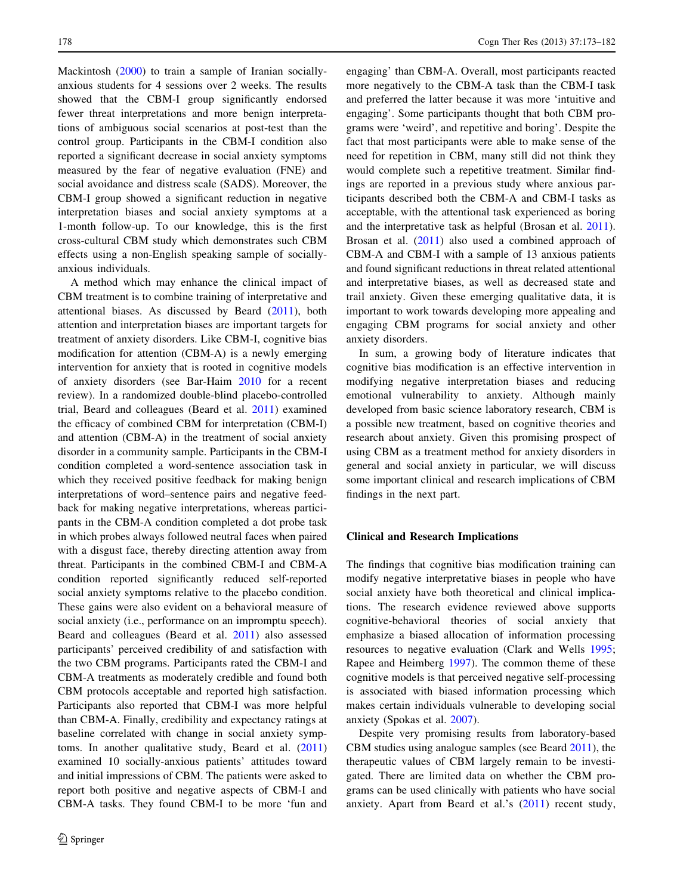Mackintosh (2000) to train a sample of Iranian socially-anxious students for 4 sessions over 2 weeks. The results showed that the CBM-I group significantly endorsed fewer threat interpretations and more benign interpretations of ambiguous social scenarios at post-test than the control group. Participants in the CBM-I condition also reported a significant decrease in social anxiety symptoms measured by the fear of negative evaluation (FNE) and social avoidance and distress scale (SADS). Moreover, the CBM-I group showed a significant reduction in negative interpretation biases and social anxiety symptoms at a 1-month follow-up. To our knowledge, this is the first cross-cultural CBM study which demonstrates such CBM effects using a non-English speaking sample of socially-anxious individuals.

A method which may enhance the clinical impact of CBM treatment is to combine training of interpretative and attentional biases. As discussed by Beard (2011), both attention and interpretation biases are important targets for treatment of anxiety disorders. Like CBM-I, cognitive bias modification for attention (CBM-A) is a newly emerging intervention for anxiety that is rooted in cognitive models of anxiety disorders (see Bar-Haim 2010 for a recent review). In a randomized double-blind placebo-controlled trial, Beard and colleagues (Beard et al. 2011) examined the efficacy of combined CBM for interpretation (CBM-I) and attention (CBM-A) in the treatment of social anxiety disorder in a community sample. Participants in the CBM-I condition completed a word-sentence association task in which they received positive feedback for making benign interpretations of word–sentence pairs and negative feedback for making negative interpretations, whereas participants in the CBM-A condition completed a dot probe task in which probes always followed neutral faces when paired with a disgust face, thereby directing attention away from threat. Participants in the combined CBM-I and CBM-A condition reported significantly reduced self-reported social anxiety symptoms relative to the placebo condition. These gains were also evident on a behavioral measure of social anxiety (i.e., performance on an impromptu speech). Beard and colleagues (Beard et al. 2011) also assessed participants' perceived credibility of and satisfaction with the two CBM programs. Participants rated the CBM-I and CBM-A treatments as moderately credible and found both CBM protocols acceptable and reported high satisfaction. Participants also reported that CBM-I was more helpful than CBM-A. Finally, credibility and expectancy ratings at baseline correlated with change in social anxiety symptoms. In another qualitative study, Beard et al. (2011) examined 10 socially-anxious patients' attitudes toward and initial impressions of CBM. The patients were asked to report both positive and negative aspects of CBM-I and CBM-A tasks. They found CBM-I to be more 'fun and engaging' than CBM-A. Overall, most participants reacted more negatively to the CBM-A task than the CBM-I task and preferred the latter because it was more 'intuitive and engaging'. Some participants thought that both CBM programs were 'weird', and repetitive and boring'. Despite the fact that most participants were able to make sense of the need for repetition in CBM, many still did not think they would complete such a repetitive treatment. Similar findings are reported in a previous study where anxious participants described both the CBM-A and CBM-I tasks as acceptable, with the attentional task experienced as boring and the interpretative task as helpful (Brosan et al. 2011). Brosan et al. (2011) also used a combined approach of CBM-A and CBM-I with a sample of 13 anxious patients and found significant reductions in threat related attentional and interpretative biases, as well as decreased state and trail anxiety. Given these emerging qualitative data, it is important to work towards developing more appealing and engaging CBM programs for social anxiety and other anxiety disorders.

In sum, a growing body of literature indicates that cognitive bias modification is an effective intervention in modifying negative interpretation biases and reducing emotional vulnerability to anxiety. Although mainly developed from basic science laboratory research, CBM is a possible new treatment, based on cognitive theories and research about anxiety. Given this promising prospect of using CBM as a treatment method for anxiety disorders in general and social anxiety in particular, we will discuss some important clinical and research implications of CBM findings in the next part.

## Clinical and Research Implications

The findings that cognitive bias modification training can modify negative interpretative biases in people who have social anxiety have both theoretical and clinical implications. The research evidence reviewed above supports cognitive-behavioral theories of social anxiety that emphasize a biased allocation of information processing resources to negative evaluation (Clark and Wells 1995; Rapee and Heimberg 1997). The common theme of these cognitive models is that perceived negative self-processing is associated with biased information processing which makes certain individuals vulnerable to developing social anxiety (Spokas et al. 2007).

Despite very promising results from laboratory-based CBM studies using analogue samples (see Beard 2011), the therapeutic values of CBM largely remain to be investigated. There are limited data on whether the CBM programs can be used clinically with patients who have social anxiety. Apart from Beard et al.'s (2011) recent study,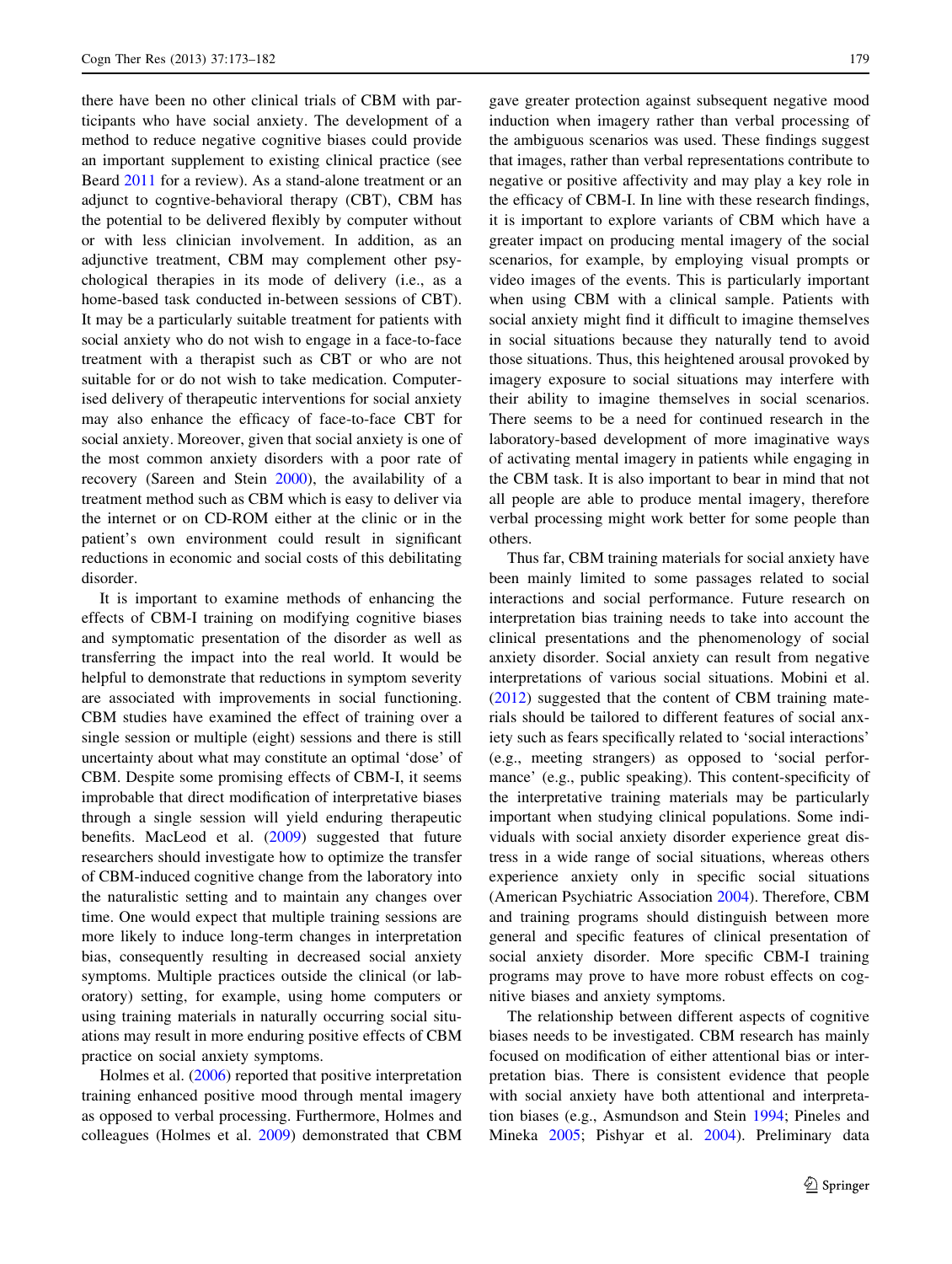there have been no other clinical trials of CBM with participants who have social anxiety. The development of a method to reduce negative cognitive biases could provide an important supplement to existing clinical practice (see Beard 2011 for a review). As a stand-alone treatment or an adjunct to cogntive-behavioral therapy (CBT), CBM has the potential to be delivered flexibly by computer without or with less clinician involvement. In addition, as an adjunctive treatment, CBM may complement other psychological therapies in its mode of delivery (i.e., as a home-based task conducted in-between sessions of CBT). It may be a particularly suitable treatment for patients with social anxiety who do not wish to engage in a face-to-face treatment with a therapist such as CBT or who are not suitable for or do not wish to take medication. Computerised delivery of therapeutic interventions for social anxiety may also enhance the efficacy of face-to-face CBT for social anxiety. Moreover, given that social anxiety is one of the most common anxiety disorders with a poor rate of recovery (Sareen and Stein 2000), the availability of a treatment method such as CBM which is easy to deliver via the internet or on CD-ROM either at the clinic or in the patient's own environment could result in significant reductions in economic and social costs of this debilitating disorder.

It is important to examine methods of enhancing the effects of CBM-I training on modifying cognitive biases and symptomatic presentation of the disorder as well as transferring the impact into the real world. It would be helpful to demonstrate that reductions in symptom severity are associated with improvements in social functioning. CBM studies have examined the effect of training over a single session or multiple (eight) sessions and there is still uncertainty about what may constitute an optimal 'dose' of CBM. Despite some promising effects of CBM-I, it seems improbable that direct modification of interpretative biases through a single session will yield enduring therapeutic benefits. MacLeod et al. (2009) suggested that future researchers should investigate how to optimize the transfer of CBM-induced cognitive change from the laboratory into the naturalistic setting and to maintain any changes over time. One would expect that multiple training sessions are more likely to induce long-term changes in interpretation bias, consequently resulting in decreased social anxiety symptoms. Multiple practices outside the clinical (or laboratory) setting, for example, using home computers or using training materials in naturally occurring social situations may result in more enduring positive effects of CBM practice on social anxiety symptoms.

Holmes et al. (2006) reported that positive interpretation training enhanced positive mood through mental imagery as opposed to verbal processing. Furthermore, Holmes and colleagues (Holmes et al. 2009) demonstrated that CBM gave greater protection against subsequent negative mood induction when imagery rather than verbal processing of the ambiguous scenarios was used. These findings suggest that images, rather than verbal representations contribute to negative or positive affectivity and may play a key role in the efficacy of CBM-I. In line with these research findings, it is important to explore variants of CBM which have a greater impact on producing mental imagery of the social scenarios, for example, by employing visual prompts or video images of the events. This is particularly important when using CBM with a clinical sample. Patients with social anxiety might find it difficult to imagine themselves in social situations because they naturally tend to avoid those situations. Thus, this heightened arousal provoked by imagery exposure to social situations may interfere with their ability to imagine themselves in social scenarios. There seems to be a need for continued research in the laboratory-based development of more imaginative ways of activating mental imagery in patients while engaging in the CBM task. It is also important to bear in mind that not all people are able to produce mental imagery, therefore verbal processing might work better for some people than others.

Thus far, CBM training materials for social anxiety have been mainly limited to some passages related to social interactions and social performance. Future research on interpretation bias training needs to take into account the clinical presentations and the phenomenology of social anxiety disorder. Social anxiety can result from negative interpretations of various social situations. Mobini et al. (2012) suggested that the content of CBM training materials should be tailored to different features of social anxiety such as fears specifically related to 'social interactions' (e.g., meeting strangers) as opposed to 'social performance' (e.g., public speaking). This content-specificity of the interpretative training materials may be particularly important when studying clinical populations. Some individuals with social anxiety disorder experience great distress in a wide range of social situations, whereas others experience anxiety only in specific social situations (American Psychiatric Association 2004). Therefore, CBM and training programs should distinguish between more general and specific features of clinical presentation of social anxiety disorder. More specific CBM-I training programs may prove to have more robust effects on cognitive biases and anxiety symptoms.

The relationship between different aspects of cognitive biases needs to be investigated. CBM research has mainly focused on modification of either attentional bias or interpretation bias. There is consistent evidence that people with social anxiety have both attentional and interpretation biases (e.g., Asmundson and Stein 1994; Pineles and Mineka 2005; Pishyar et al. 2004). Preliminary data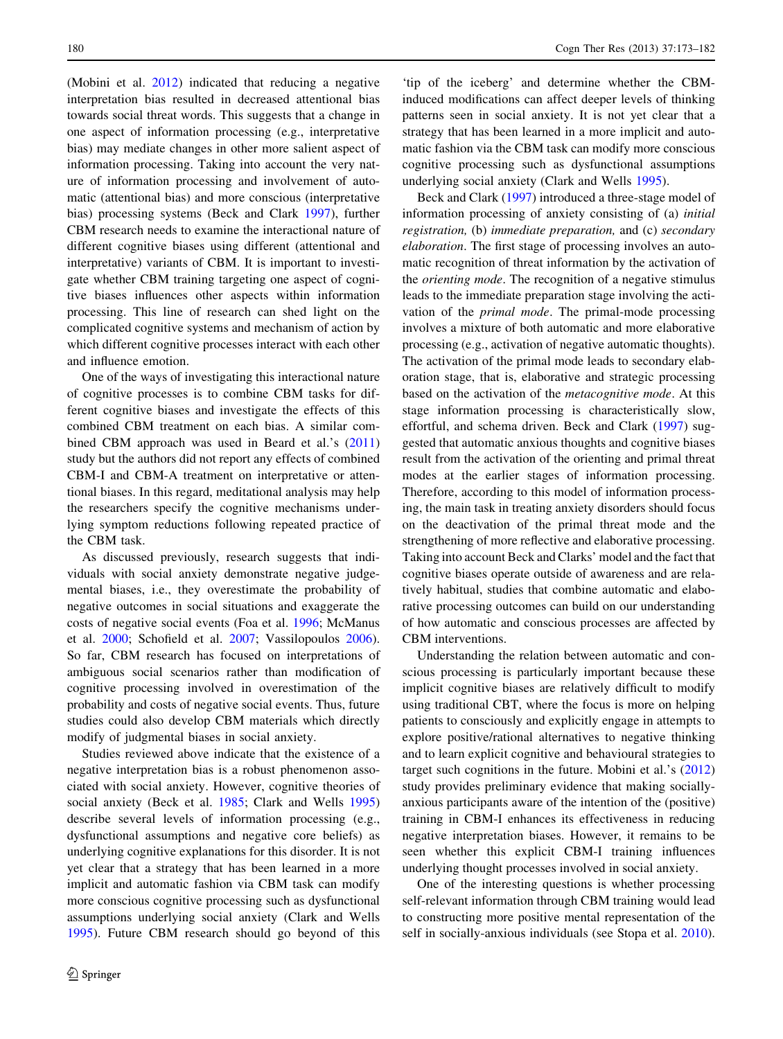(Mobini et al. 2012) indicated that reducing a negative interpretation bias resulted in decreased attentional bias towards social threat words. This suggests that a change in one aspect of information processing (e.g., interpretative bias) may mediate changes in other more salient aspect of information processing. Taking into account the very nature of information processing and involvement of automatic (attentional bias) and more conscious (interpretative bias) processing systems (Beck and Clark 1997), further CBM research needs to examine the interactional nature of different cognitive biases using different (attentional and interpretative) variants of CBM. It is important to investigate whether CBM training targeting one aspect of cognitive biases influences other aspects within information processing. This line of research can shed light on the complicated cognitive systems and mechanism of action by which different cognitive processes interact with each other and influence emotion.

One of the ways of investigating this interactional nature of cognitive processes is to combine CBM tasks for different cognitive biases and investigate the effects of this combined CBM treatment on each bias. A similar combined CBM approach was used in Beard et al.'s (2011) study but the authors did not report any effects of combined CBM-I and CBM-A treatment on interpretative or attentional biases. In this regard, meditational analysis may help the researchers specify the cognitive mechanisms underlying symptom reductions following repeated practice of the CBM task.

As discussed previously, research suggests that individuals with social anxiety demonstrate negative judgemental biases, i.e., they overestimate the probability of negative outcomes in social situations and exaggerate the costs of negative social events (Foa et al. 1996; McManus et al. 2000; Schofield et al. 2007; Vassilopoulos 2006). So far, CBM research has focused on interpretations of ambiguous social scenarios rather than modification of cognitive processing involved in overestimation of the probability and costs of negative social events. Thus, future studies could also develop CBM materials which directly modify of judgmental biases in social anxiety.

Studies reviewed above indicate that the existence of a negative interpretation bias is a robust phenomenon associated with social anxiety. However, cognitive theories of social anxiety (Beck et al. 1985; Clark and Wells 1995) describe several levels of information processing (e.g., dysfunctional assumptions and negative core beliefs) as underlying cognitive explanations for this disorder. It is not yet clear that a strategy that has been learned in a more implicit and automatic fashion via CBM task can modify more conscious cognitive processing such as dysfunctional assumptions underlying social anxiety (Clark and Wells 1995). Future CBM research should go beyond of this 'tip of the iceberg' and determine whether the CBM-induced modifications can affect deeper levels of thinking patterns seen in social anxiety. It is not yet clear that a strategy that has been learned in a more implicit and automatic fashion via the CBM task can modify more conscious cognitive processing such as dysfunctional assumptions underlying social anxiety (Clark and Wells 1995).

Beck and Clark (1997) introduced a three-stage model of information processing of anxiety consisting of (a) *initial registration,* (b) *immediate preparation,* and (c) *secondary elaboration*. The first stage of processing involves an automatic recognition of threat information by the activation of the *orienting mode*. The recognition of a negative stimulus leads to the immediate preparation stage involving the activation of the *primal mode*. The primal-mode processing involves a mixture of both automatic and more elaborative processing (e.g., activation of negative automatic thoughts). The activation of the primal mode leads to secondary elaboration stage, that is, elaborative and strategic processing based on the activation of the *metacognitive mode*. At this stage information processing is characteristically slow, effortful, and schema driven. Beck and Clark (1997) suggested that automatic anxious thoughts and cognitive biases result from the activation of the orienting and primal threat modes at the earlier stages of information processing. Therefore, according to this model of information processing, the main task in treating anxiety disorders should focus on the deactivation of the primal threat mode and the strengthening of more reflective and elaborative processing. Taking into account Beck and Clarks' model and the fact that cognitive biases operate outside of awareness and are relatively habitual, studies that combine automatic and elaborative processing outcomes can build on our understanding of how automatic and conscious processes are affected by CBM interventions.

Understanding the relation between automatic and conscious processing is particularly important because these implicit cognitive biases are relatively difficult to modify using traditional CBT, where the focus is more on helping patients to consciously and explicitly engage in attempts to explore positive/rational alternatives to negative thinking and to learn explicit cognitive and behavioural strategies to target such cognitions in the future. Mobini et al.'s (2012) study provides preliminary evidence that making socially-anxious participants aware of the intention of the (positive) training in CBM-I enhances its effectiveness in reducing negative interpretation biases. However, it remains to be seen whether this explicit CBM-I training influences underlying thought processes involved in social anxiety.

One of the interesting questions is whether processing self-relevant information through CBM training would lead to constructing more positive mental representation of the self in socially-anxious individuals (see Stopa et al. 2010).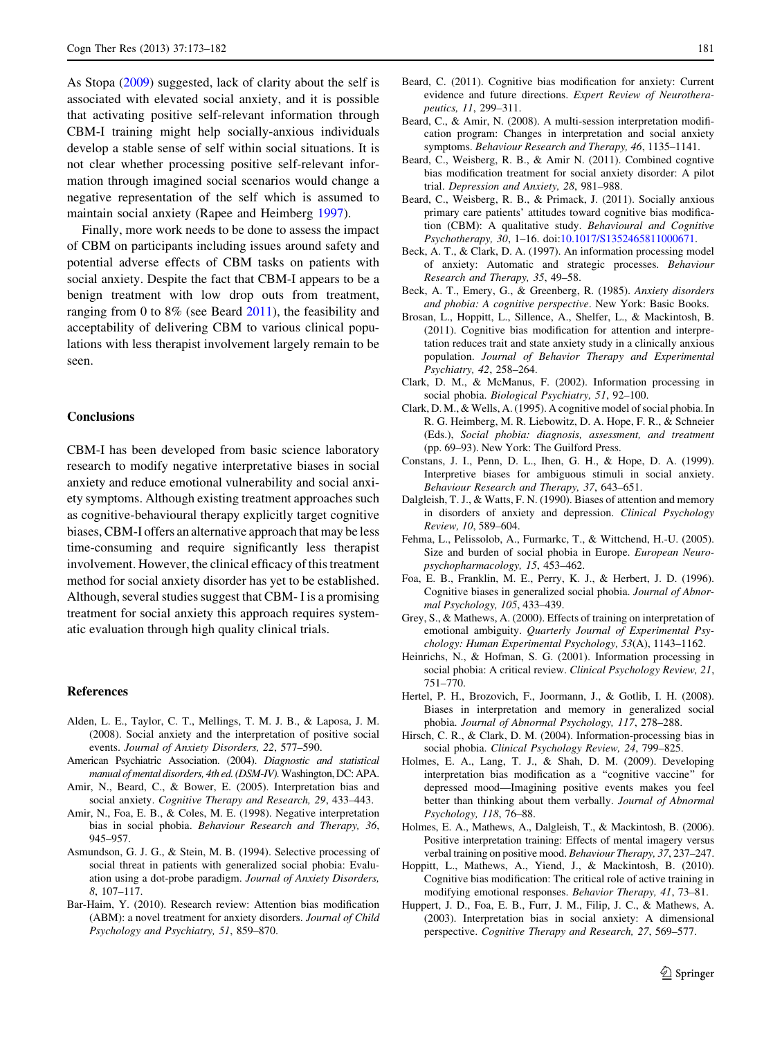As Stopa (2009) suggested, lack of clarity about the self is associated with elevated social anxiety, and it is possible that activating positive self-relevant information through CBM-I training might help socially-anxious individuals develop a stable sense of self within social situations. It is not clear whether processing positive self-relevant information through imagined social scenarios would change a negative representation of the self which is assumed to maintain social anxiety (Rapee and Heimberg 1997).

Finally, more work needs to be done to assess the impact of CBM on participants including issues around safety and potential adverse effects of CBM tasks on patients with social anxiety. Despite the fact that CBM-I appears to be a benign treatment with low drop outs from treatment, ranging from 0 to 8% (see Beard 2011), the feasibility and acceptability of delivering CBM to various clinical populations with less therapist involvement largely remain to be seen.

## Conclusions

CBM-I has been developed from basic science laboratory research to modify negative interpretative biases in social anxiety and reduce emotional vulnerability and social anxiety symptoms. Although existing treatment approaches such as cognitive-behavioural therapy explicitly target cognitive biases, CBM-I offers an alternative approach that may be less time-consuming and require significantly less therapist involvement. However, the clinical efficacy of this treatment method for social anxiety disorder has yet to be established. Although, several studies suggest that CBM- I is a promising treatment for social anxiety this approach requires systematic evaluation through high quality clinical trials.

## References

Alden, L. E., Taylor, C. T., Mellings, T. M. J. B., & Laposa, J. M. (2008). Social anxiety and the interpretation of positive social events. *Journal of Anxiety Disorders, 22*, 577–590.

American Psychiatric Association. (2004). *Diagnostic and statistical manual of mental disorders, 4th ed. (DSM-IV)*. Washington, DC: APA.

Amir, N., Beard, C., & Bower, E. (2005). Interpretation bias and social anxiety. *Cognitive Therapy and Research, 29*, 433–443.

Amir, N., Foa, E. B., & Coles, M. E. (1998). Negative interpretation bias in social phobia. *Behaviour Research and Therapy, 36*, 945–957.

Asmundson, G. J. G., & Stein, M. B. (1994). Selective processing of social threat in patients with generalized social phobia: Evaluation using a dot-probe paradigm. *Journal of Anxiety Disorders, 8*, 107–117.

Bar-Haim, Y. (2010). Research review: Attention bias modification (ABM): a novel treatment for anxiety disorders. *Journal of Child Psychology and Psychiatry, 51*, 859–870.

Beard, C. (2011). Cognitive bias modification for anxiety: Current evidence and future directions. *Expert Review of Neurotherapeutics, 11*, 299–311.

Beard, C., & Amir, N. (2008). A multi-session interpretation modification program: Changes in interpretation and social anxiety symptoms. *Behaviour Research and Therapy, 46*, 1135–1141.

Beard, C., Weisberg, R. B., & Amir N. (2011). Combined cognitive bias modification treatment for social anxiety disorder: A pilot trial. *Depression and Anxiety, 28*, 981–988.

Beard, C., Weisberg, R. B., & Primack, J. (2011). Socially anxious primary care patients' attitudes toward cognitive bias modification (CBM): A qualitative study. *Behavioural and Cognitive Psychotherapy, 30*, 1–16. doi:10.1017/S1352465811000671.

Beck, A. T., & Clark, D. A. (1997). An information processing model of anxiety: Automatic and strategic processes. *Behaviour Research and Therapy, 35*, 49–58.

Beck, A. T., Emery, G., & Greenberg, R. (1985). *Anxiety disorders and phobia: A cognitive perspective*. New York: Basic Books.

Brosan, L., Hoppitt, L., Sillence, A., Shelfer, L., & Mackintosh, B. (2011). Cognitive bias modification for attention and interpretation reduces trait and state anxiety study in a clinically anxious population. *Journal of Behavior Therapy and Experimental Psychiatry, 42*, 258–264.

Clark, D. M., & McManus, F. (2002). Information processing in social phobia. *Biological Psychiatry, 51*, 92–100.

Clark, D. M., & Wells, A. (1995). A cognitive model of social phobia. In R. G. Heimberg, M. R. Liebowitz, D. A. Hope, F. R., & Schneier (Eds.), *Social phobia: diagnosis, assessment, and treatment* (pp. 69–93). New York: The Guilford Press.

Constans, J. I., Penn, D. L., Ihen, G. H., & Hope, D. A. (1999). Interpretive biases for ambiguous stimuli in social anxiety. *Behaviour Research and Therapy, 37*, 643–651.

Dalgleish, T. J., & Watts, F. N. (1990). Biases of attention and memory in disorders of anxiety and depression. *Clinical Psychology Review, 10*, 589–604.

Fehma, L., Pelissolob, A., Furmarkc, T., & Wittchend, H.-U. (2005). Size and burden of social phobia in Europe. *European Neuropsychopharmacology, 15*, 453–462.

Foa, E. B., Franklin, M. E., Perry, K. J., & Herbert, J. D. (1996). Cognitive biases in generalized social phobia. *Journal of Abnormal Psychology, 105*, 433–439.

Grey, S., & Mathews, A. (2000). Effects of training on interpretation of emotional ambiguity. *Quarterly Journal of Experimental Psychology: Human Experimental Psychology, 53*(A), 1143–1162.

Heinrichs, N., & Hofman, S. G. (2001). Information processing in social phobia: A critical review. *Clinical Psychology Review, 21*, 751–770.

Hertel, P. H., Brozovich, F., Joormann, J., & Gotlib, I. H. (2008). Biases in interpretation and memory in generalized social phobia. *Journal of Abnormal Psychology, 117*, 278–288.

Hirsch, C. R., & Clark, D. M. (2004). Information-processing bias in social phobia. *Clinical Psychology Review, 24*, 799–825.

Holmes, E. A., Lang, T. J., & Shah, D. M. (2009). Developing interpretation bias modification as a "cognitive vaccine" for depressed mood—Imagining positive events makes you feel better than thinking about them verbally. *Journal of Abnormal Psychology, 118*, 76–88.

Holmes, E. A., Mathews, A., Dalgleish, T., & Mackintosh, B. (2006). Positive interpretation training: Effects of mental imagery versus verbal training on positive mood. *Behaviour Therapy, 37*, 237–247.

Hoppitt, L., Mathews, A., Yiend, J., & Mackintosh, B. (2010). Cognitive bias modification: The critical role of active training in modifying emotional responses. *Behavior Therapy, 41*, 73–81.

Huppert, J. D., Foa, E. B., Furr, J. M., Filip, J. C., & Mathews, A. (2003). Interpretation bias in social anxiety: A dimensional perspective. *Cognitive Therapy and Research, 27*, 569–577.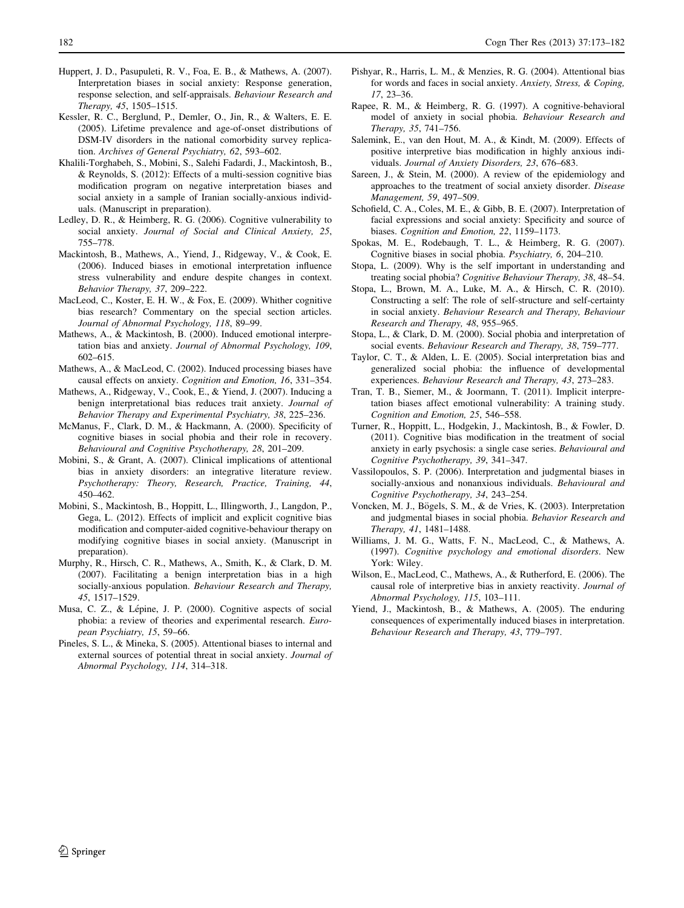Huppert, J. D., Pasupuleti, R. V., Foa, E. B., & Mathews, A. (2007). Interpretation biases in social anxiety: Response generation, response selection, and self-appraisals. *Behaviour Research and Therapy, 45*, 1505–1515.

Kessler, R. C., Berglund, P., Demler, O., Jin, R., & Walters, E. E. (2005). Lifetime prevalence and age-of-onset distributions of DSM-IV disorders in the national comorbidity survey replication. *Archives of General Psychiatry, 62*, 593–602.

Khalili-Torghabeh, S., Mobini, S., Salehi Fadardi, J., Mackintosh, B., & Reynolds, S. (2012): Effects of a multi-session cognitive bias modification program on negative interpretation biases and social anxiety in a sample of Iranian socially-anxious individuals. (Manuscript in preparation).

Ledley, D. R., & Heimberg, R. G. (2006). Cognitive vulnerability to social anxiety. *Journal of Social and Clinical Anxiety, 25*, 755–778.

Mackintosh, B., Mathews, A., Yiend, J., Ridgeway, V., & Cook, E. (2006). Induced biases in emotional interpretation influence stress vulnerability and endure despite changes in context. *Behavior Therapy, 37*, 209–222.

MacLeod, C., Koster, E. H. W., & Fox, E. (2009). Whither cognitive bias research? Commentary on the special section articles. *Journal of Abnormal Psychology, 118*, 89–99.

Mathews, A., & Mackintosh, B. (2000). Induced emotional interpretation bias and anxiety. *Journal of Abnormal Psychology, 109*, 602–615.

Mathews, A., & MacLeod, C. (2002). Induced processing biases have causal effects on anxiety. *Cognition and Emotion, 16*, 331–354.

Mathews, A., Ridgeway, V., Cook, E., & Yiend, J. (2007). Inducing a benign interpretational bias reduces trait anxiety. *Journal of Behavior Therapy and Experimental Psychiatry, 38*, 225–236.

McManus, F., Clark, D. M., & Hackmann, A. (2000). Specificity of cognitive biases in social phobia and their role in recovery. *Behavioural and Cognitive Psychotherapy, 28*, 201–209.

Mobini, S., & Grant, A. (2007). Clinical implications of attentional bias in anxiety disorders: an integrative literature review. *Psychotherapy: Theory, Research, Practice, Training, 44*, 450–462.

Mobini, S., Mackintosh, B., Hoppitt, L., Illingworth, J., Langdon, P., Gega, L. (2012). Effects of implicit and explicit cognitive bias modification and computer-aided cognitive-behaviour therapy on modifying cognitive biases in social anxiety. (Manuscript in preparation).

Murphy, R., Hirsch, C. R., Mathews, A., Smith, K., & Clark, D. M. (2007). Facilitating a benign interpretation bias in a high socially-anxious population. *Behaviour Research and Therapy, 45*, 1517–1529.

Musa, C. Z., & Lépine, J. P. (2000). Cognitive aspects of social phobia: a review of theories and experimental research. *European Psychiatry, 15*, 59–66.

Pineles, S. L., & Mineka, S. (2005). Attentional biases to internal and external sources of potential threat in social anxiety. *Journal of Abnormal Psychology, 114*, 314–318.

Pishyar, R., Harris, L. M., & Menzies, R. G. (2004). Attentional bias for words and faces in social anxiety. *Anxiety, Stress, & Coping, 17*, 23–36.

Rapee, R. M., & Heimberg, R. G. (1997). A cognitive-behavioral model of anxiety in social phobia. *Behaviour Research and Therapy, 35*, 741–756.

Salemink, E., van den Hout, M. A., & Kindt, M. (2009). Effects of positive interpretive bias modification in highly anxious individuals. *Journal of Anxiety Disorders, 23*, 676–683.

Sareen, J., & Stein, M. (2000). A review of the epidemiology and approaches to the treatment of social anxiety disorder. *Disease Management, 59*, 497–509.

Schofield, C. A., Coles, M. E., & Gibb, B. E. (2007). Interpretation of facial expressions and social anxiety: Specificity and source of biases. *Cognition and Emotion, 22*, 1159–1173.

Spokas, M. E., Rodebaugh, T. L., & Heimberg, R. G. (2007). Cognitive biases in social phobia. *Psychiatry, 6*, 204–210.

Stopa, L. (2009). Why is the self important in understanding and treating social phobia? *Cognitive Behaviour Therapy, 38*, 48–54.

Stopa, L., Brown, M. A., Luke, M. A., & Hirsch, C. R. (2010). Constructing a self: The role of self-structure and self-certainty in social anxiety. *Behaviour Research and Therapy, Behaviour Research and Therapy, 48*, 955–965.

Stopa, L., & Clark, D. M. (2000). Social phobia and interpretation of social events. *Behaviour Research and Therapy, 38*, 759–777.

Taylor, C. T., & Alden, L. E. (2005). Social interpretation bias and generalized social phobia: the influence of developmental experiences. *Behaviour Research and Therapy, 43*, 273–283.

Tran, T. B., Siemer, M., & Joormann, T. (2011). Implicit interpretation biases affect emotional vulnerability: A training study. *Cognition and Emotion, 25*, 546–558.

Turner, R., Hoppitt, L., Hodgekin, J., Mackintosh, B., & Fowler, D. (2011). Cognitive bias modification in the treatment of social anxiety in early psychosis: a single case series. *Behavioural and Cognitive Psychotherapy, 39*, 341–347.

Vassilopoulos, S. P. (2006). Interpretation and judgmental biases in socially-anxious and nonanxious individuals. *Behavioural and Cognitive Psychotherapy, 34*, 243–254.

Voncken, M. J., Bögels, S. M., & de Vries, K. (2003). Interpretation and judgmental biases in social phobia. *Behavior Research and Therapy, 41*, 1481–1488.

Williams, J. M. G., Watts, F. N., MacLeod, C., & Mathews, A. (1997). *Cognitive psychology and emotional disorders*. New York: Wiley.

Wilson, E., MacLeod, C., Mathews, A., & Rutherford, E. (2006). The causal role of interpretive bias in anxiety reactivity. *Journal of Abnormal Psychology, 115*, 103–111.

Yiend, J., Mackintosh, B., & Mathews, A. (2005). The enduring consequences of experimentally induced biases in interpretation. *Behaviour Research and Therapy, 43*, 779–797.